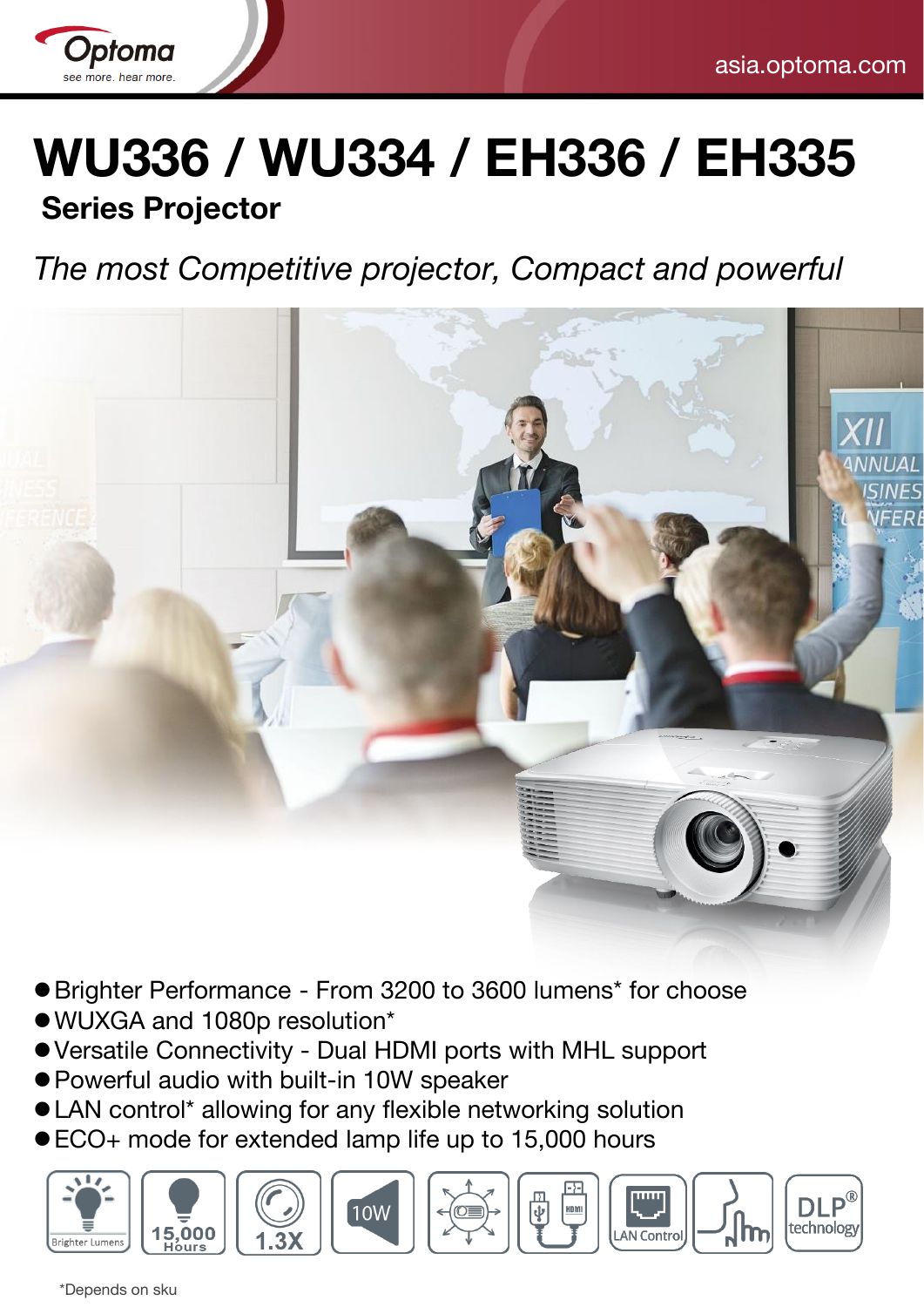# WU336 / WU334 / EH336 / EH335

## Series Projector

*The most Competitive projector, Compact and powerful*

- Brighter Performance - From 3200 to 3600 lumens* for choose
- WUXGA and 1080p resolution*
- Versatile Connectivity - Dual HDMI ports with MHL support
- Powerful audio with built-in 10W speaker
- LAN control* allowing for any flexible networking solution
- ECO+ mode for extended lamp life up to 15,000 hours

Brighter Lumens | 15,000 Hours | 1.3X | 10W | LAN Control | DLP® technology

*Depends on sku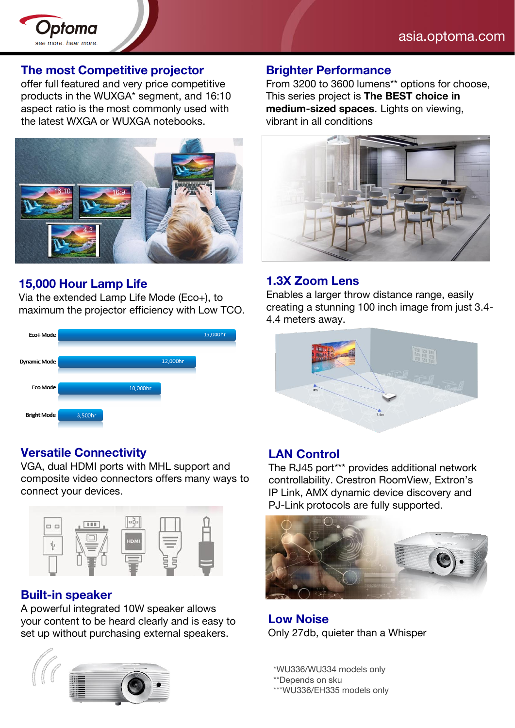## The most Competitive projector

offer full featured and very price competitive products in the WUXGA* segment, and 16:10 aspect ratio is the most commonly used with the latest WXGA or WUXGA notebooks.

## 15,000 Hour Lamp Life

Via the extended Lamp Life Mode (Eco+), to maximum the projector efficiency with Low TCO.

| Mode | Lamp Life |
|---|---|
| Eco+ Mode | 15,000hr |
| Dynamic Mode | 12,000hr |
| Eco Mode | 10,000hr |
| Bright Mode | 3,500hr |

## Versatile Connectivity

VGA, dual HDMI ports with MHL support and composite video connectors offers many ways to connect your devices.

## Built-in speaker

A powerful integrated 10W speaker allows your content to be heard clearly and is easy to set up without purchasing external speakers.

## Brighter Performance

From 3200 to 3600 lumens** options for choose, This series project is **The BEST choice in medium-sized spaces**. Lights on viewing, vibrant in all conditions

## 1.3X Zoom Lens

Enables a larger throw distance range, easily creating a stunning 100 inch image from just 3.4-4.4 meters away.

## LAN Control

The RJ45 port*** provides additional network controllability. Crestron RoomView, Extron's IP Link, AMX dynamic device discovery and PJ-Link protocols are fully supported.

## Low Noise

Only 27db, quieter than a Whisper

*WU336/WU334 models only
**Depends on sku
***WU336/EH335 models only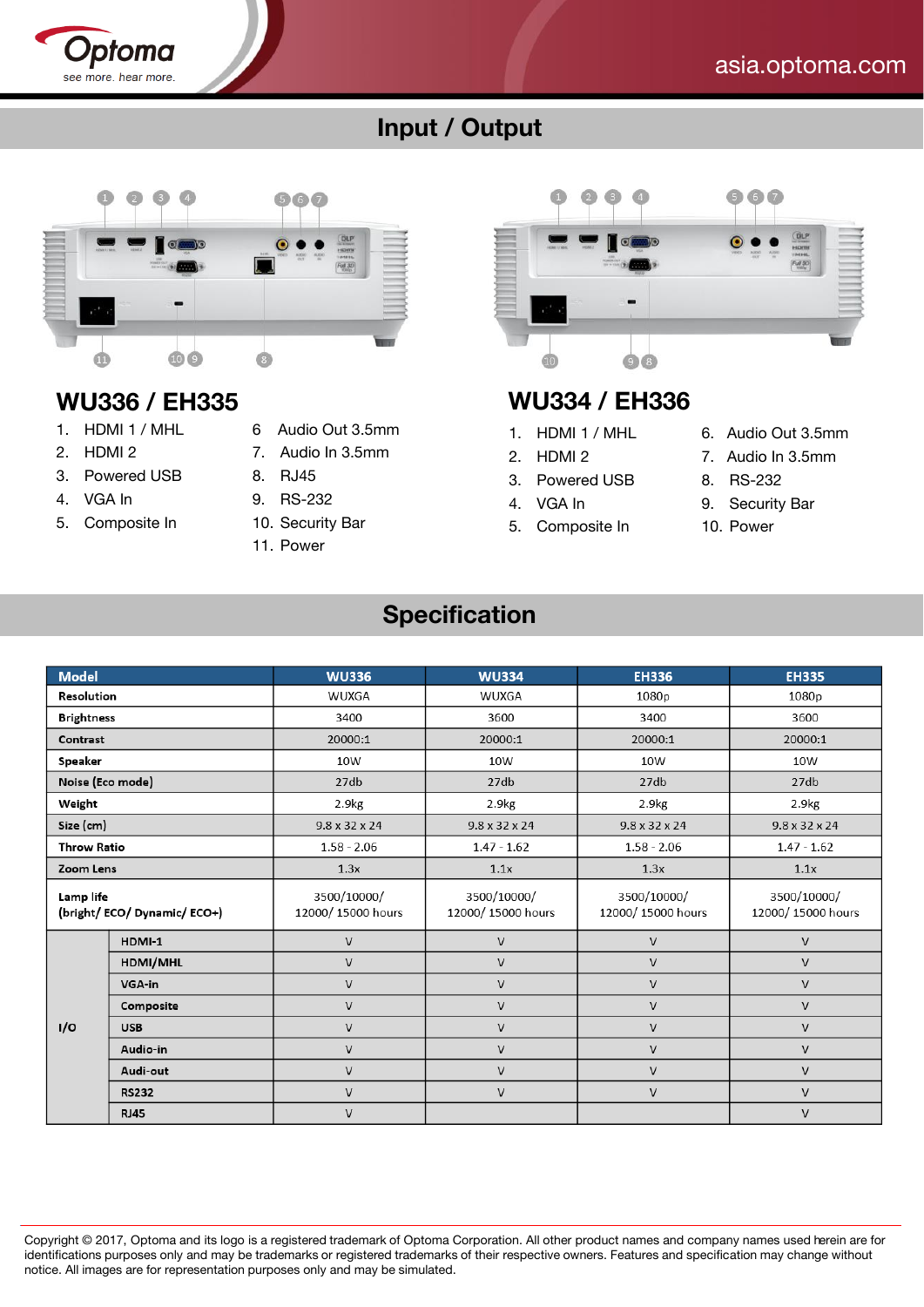# Input / Output

## WU336 / EH335

1. HDMI 1 / MHL
2. HDMI 2
3. Powered USB
4. VGA In
5. Composite In
6. Audio Out 3.5mm
7. Audio In 3.5mm
8. RJ45
9. RS-232
10. Security Bar
11. Power

## WU334 / EH336

1. HDMI 1 / MHL
2. HDMI 2
3. Powered USB
4. VGA In
5. Composite In
6. Audio Out 3.5mm
7. Audio In 3.5mm
8. RS-232
9. Security Bar
10. Power

# Specification

| Model | | WU336 | WU334 | EH336 | EH335 |
|---|---|---|---|---|---|
| Resolution | | WUXGA | WUXGA | 1080p | 1080p |
| Brightness | | 3400 | 3600 | 3400 | 3600 |
| Contrast | | 20000:1 | 20000:1 | 20000:1 | 20000:1 |
| Speaker | | 10W | 10W | 10W | 10W |
| Noise (Eco mode) | | 27db | 27db | 27db | 27db |
| Weight | | 2.9kg | 2.9kg | 2.9kg | 2.9kg |
| Size (cm) | | 9.8 x 32 x 24 | 9.8 x 32 x 24 | 9.8 x 32 x 24 | 9.8 x 32 x 24 |
| Throw Ratio | | 1.58 - 2.06 | 1.47 - 1.62 | 1.58 - 2.06 | 1.47 - 1.62 |
| Zoom Lens | | 1.3x | 1.1x | 1.3x | 1.1x |
| Lamp life (bright/ ECO/ Dynamic/ ECO+) | | 3500/10000/ 12000/ 15000 hours | 3500/10000/ 12000/ 15000 hours | 3500/10000/ 12000/ 15000 hours | 3500/10000/ 12000/ 15000 hours |
| I/O | HDMI-1 | V | V | V | V |
| | HDMI/MHL | V | V | V | V |
| | VGA-in | V | V | V | V |
| | Composite | V | V | V | V |
| | USB | V | V | V | V |
| | Audio-in | V | V | V | V |
| | Audi-out | V | V | V | V |
| | RS232 | V | V | V | V |
| | RJ45 | V | | | V |

Copyright © 2017, Optoma and its logo is a registered trademark of Optoma Corporation. All other product names and company names used herein are for identifications purposes only and may be trademarks or registered trademarks of their respective owners. Features and specification may change without notice. All images are for representation purposes only and may be simulated.